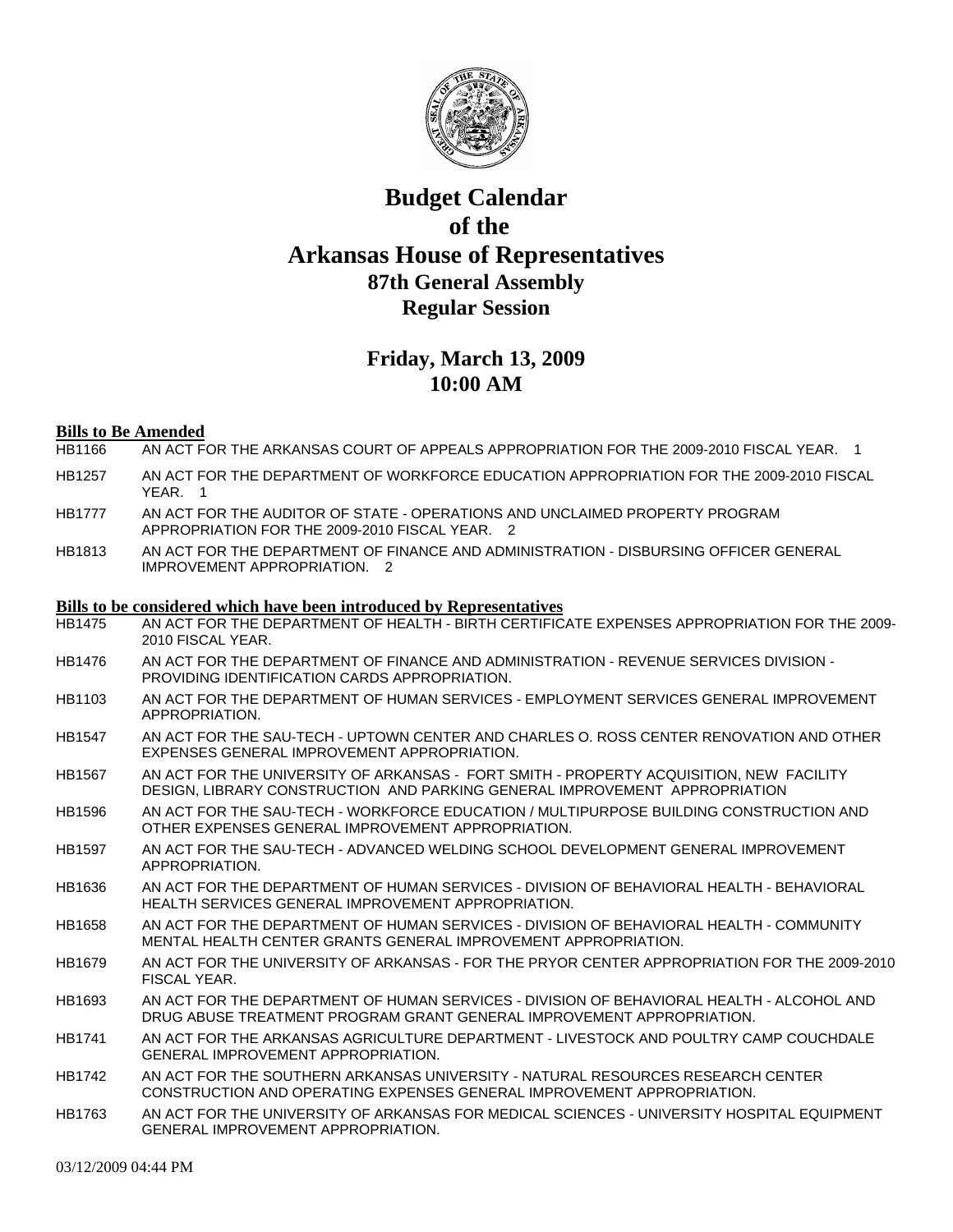# Budget Calendar of the Arkansas House of Representatives

## 87th General Assembly

## Regular Session

## Friday, March 13, 2009

## 10:00 AM

**Bills to Be Amended**

| | |
|---|---|
| HB1166 | AN ACT FOR THE ARKANSAS COURT OF APPEALS APPROPRIATION FOR THE 2009-2010 FISCAL YEAR. 1 |
| HB1257 | AN ACT FOR THE DEPARTMENT OF WORKFORCE EDUCATION APPROPRIATION FOR THE 2009-2010 FISCAL YEAR. 1 |
| HB1777 | AN ACT FOR THE AUDITOR OF STATE - OPERATIONS AND UNCLAIMED PROPERTY PROGRAM APPROPRIATION FOR THE 2009-2010 FISCAL YEAR. 2 |
| HB1813 | AN ACT FOR THE DEPARTMENT OF FINANCE AND ADMINISTRATION - DISBURSING OFFICER GENERAL IMPROVEMENT APPROPRIATION. 2 |

**Bills to be considered which have been introduced by Representatives**

| | |
|---|---|
| HB1475 | AN ACT FOR THE DEPARTMENT OF HEALTH - BIRTH CERTIFICATE EXPENSES APPROPRIATION FOR THE 2009-2010 FISCAL YEAR. |
| HB1476 | AN ACT FOR THE DEPARTMENT OF FINANCE AND ADMINISTRATION - REVENUE SERVICES DIVISION - PROVIDING IDENTIFICATION CARDS APPROPRIATION. |
| HB1103 | AN ACT FOR THE DEPARTMENT OF HUMAN SERVICES - EMPLOYMENT SERVICES GENERAL IMPROVEMENT APPROPRIATION. |
| HB1547 | AN ACT FOR THE SAU-TECH - UPTOWN CENTER AND CHARLES O. ROSS CENTER RENOVATION AND OTHER EXPENSES GENERAL IMPROVEMENT APPROPRIATION. |
| HB1567 | AN ACT FOR THE UNIVERSITY OF ARKANSAS - FORT SMITH - PROPERTY ACQUISITION, NEW FACILITY DESIGN, LIBRARY CONSTRUCTION AND PARKING GENERAL IMPROVEMENT APPROPRIATION |
| HB1596 | AN ACT FOR THE SAU-TECH - WORKFORCE EDUCATION / MULTIPURPOSE BUILDING CONSTRUCTION AND OTHER EXPENSES GENERAL IMPROVEMENT APPROPRIATION. |
| HB1597 | AN ACT FOR THE SAU-TECH - ADVANCED WELDING SCHOOL DEVELOPMENT GENERAL IMPROVEMENT APPROPRIATION. |
| HB1636 | AN ACT FOR THE DEPARTMENT OF HUMAN SERVICES - DIVISION OF BEHAVIORAL HEALTH - BEHAVIORAL HEALTH SERVICES GENERAL IMPROVEMENT APPROPRIATION. |
| HB1658 | AN ACT FOR THE DEPARTMENT OF HUMAN SERVICES - DIVISION OF BEHAVIORAL HEALTH - COMMUNITY MENTAL HEALTH CENTER GRANTS GENERAL IMPROVEMENT APPROPRIATION. |
| HB1679 | AN ACT FOR THE UNIVERSITY OF ARKANSAS - FOR THE PRYOR CENTER APPROPRIATION FOR THE 2009-2010 FISCAL YEAR. |
| HB1693 | AN ACT FOR THE DEPARTMENT OF HUMAN SERVICES - DIVISION OF BEHAVIORAL HEALTH - ALCOHOL AND DRUG ABUSE TREATMENT PROGRAM GRANT GENERAL IMPROVEMENT APPROPRIATION. |
| HB1741 | AN ACT FOR THE ARKANSAS AGRICULTURE DEPARTMENT - LIVESTOCK AND POULTRY CAMP COUCHDALE GENERAL IMPROVEMENT APPROPRIATION. |
| HB1742 | AN ACT FOR THE SOUTHERN ARKANSAS UNIVERSITY - NATURAL RESOURCES RESEARCH CENTER CONSTRUCTION AND OPERATING EXPENSES GENERAL IMPROVEMENT APPROPRIATION. |
| HB1763 | AN ACT FOR THE UNIVERSITY OF ARKANSAS FOR MEDICAL SCIENCES - UNIVERSITY HOSPITAL EQUIPMENT GENERAL IMPROVEMENT APPROPRIATION. |

03/12/2009 04:44 PM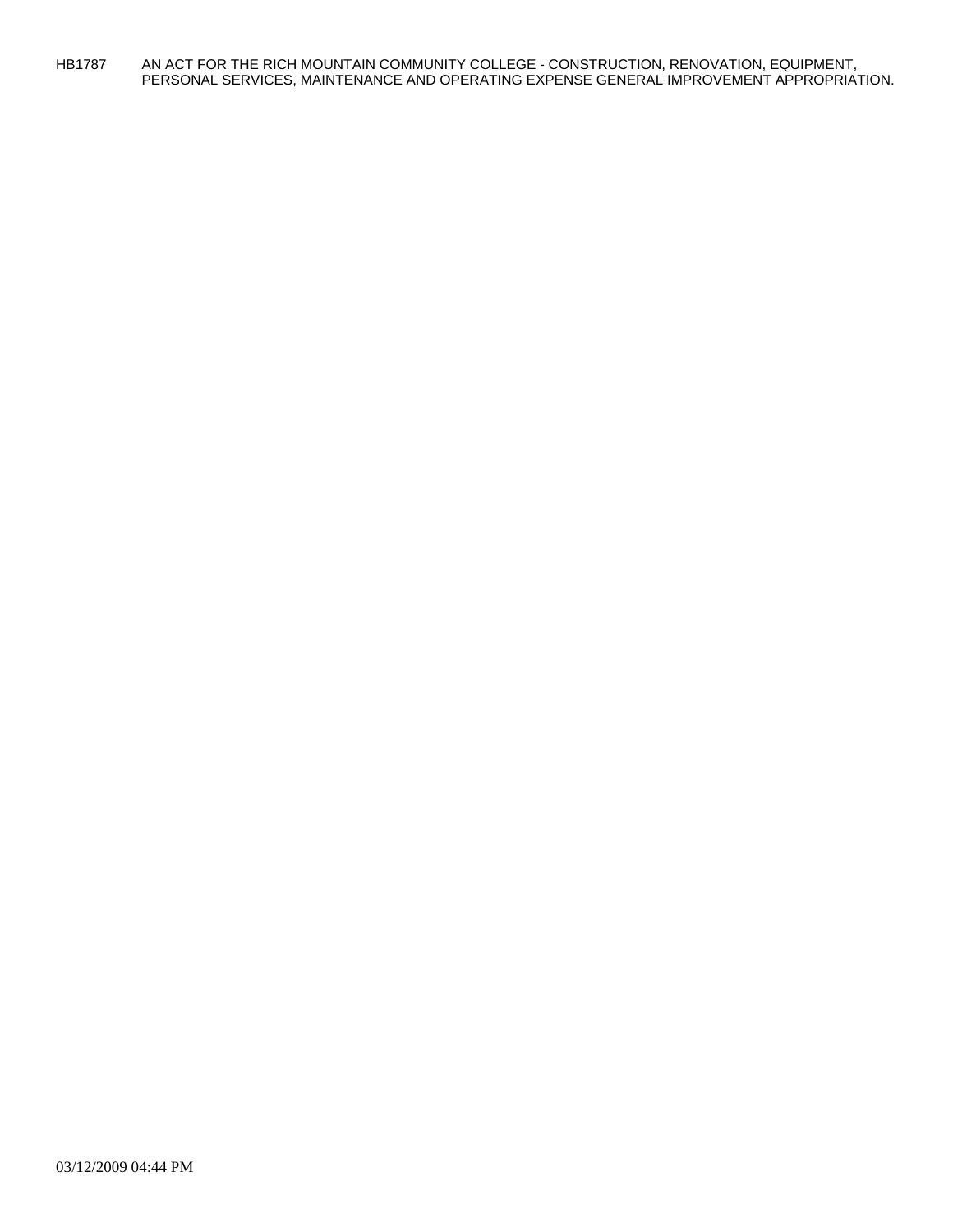HB1787 AN ACT FOR THE RICH MOUNTAIN COMMUNITY COLLEGE - CONSTRUCTION, RENOVATION, EQUIPMENT, PERSONAL SERVICES, MAINTENANCE AND OPERATING EXPENSE GENERAL IMPROVEMENT APPROPRIATION.

03/12/2009 04:44 PM